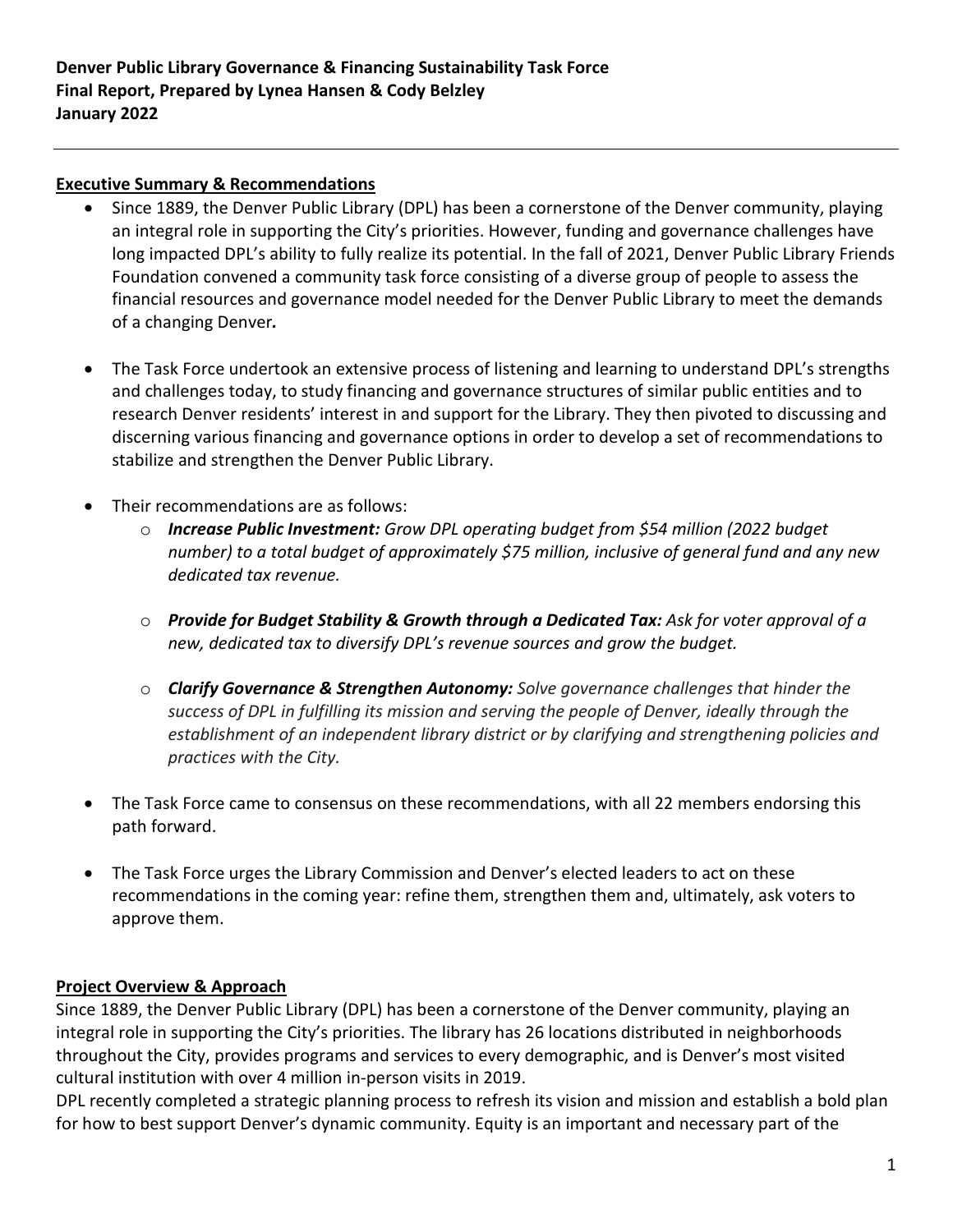**Denver Public Library Governance & Financing Sustainability Task Force**
**Final Report, Prepared by Lynea Hansen & Cody Belzley**
**January 2022**

---

## Executive Summary & Recommendations

- Since 1889, the Denver Public Library (DPL) has been a cornerstone of the Denver community, playing an integral role in supporting the City's priorities. However, funding and governance challenges have long impacted DPL's ability to fully realize its potential. In the fall of 2021, Denver Public Library Friends Foundation convened a community task force consisting of a diverse group of people to assess the financial resources and governance model needed for the Denver Public Library to meet the demands of a changing Denver*.*

- The Task Force undertook an extensive process of listening and learning to understand DPL's strengths and challenges today, to study financing and governance structures of similar public entities and to research Denver residents' interest in and support for the Library. They then pivoted to discussing and discerning various financing and governance options in order to develop a set of recommendations to stabilize and strengthen the Denver Public Library.

- Their recommendations are as follows:
  - ***Increase Public Investment:*** *Grow DPL operating budget from $54 million (2022 budget number) to a total budget of approximately $75 million, inclusive of general fund and any new dedicated tax revenue.*
  - ***Provide for Budget Stability & Growth through a Dedicated Tax:*** *Ask for voter approval of a new, dedicated tax to diversify DPL's revenue sources and grow the budget.*
  - ***Clarify Governance & Strengthen Autonomy:*** *Solve governance challenges that hinder the success of DPL in fulfilling its mission and serving the people of Denver, ideally through the establishment of an independent library district or by clarifying and strengthening policies and practices with the City.*

- The Task Force came to consensus on these recommendations, with all 22 members endorsing this path forward.

- The Task Force urges the Library Commission and Denver's elected leaders to act on these recommendations in the coming year: refine them, strengthen them and, ultimately, ask voters to approve them.

## Project Overview & Approach

Since 1889, the Denver Public Library (DPL) has been a cornerstone of the Denver community, playing an integral role in supporting the City's priorities. The library has 26 locations distributed in neighborhoods throughout the City, provides programs and services to every demographic, and is Denver's most visited cultural institution with over 4 million in-person visits in 2019.

DPL recently completed a strategic planning process to refresh its vision and mission and establish a bold plan for how to best support Denver's dynamic community. Equity is an important and necessary part of the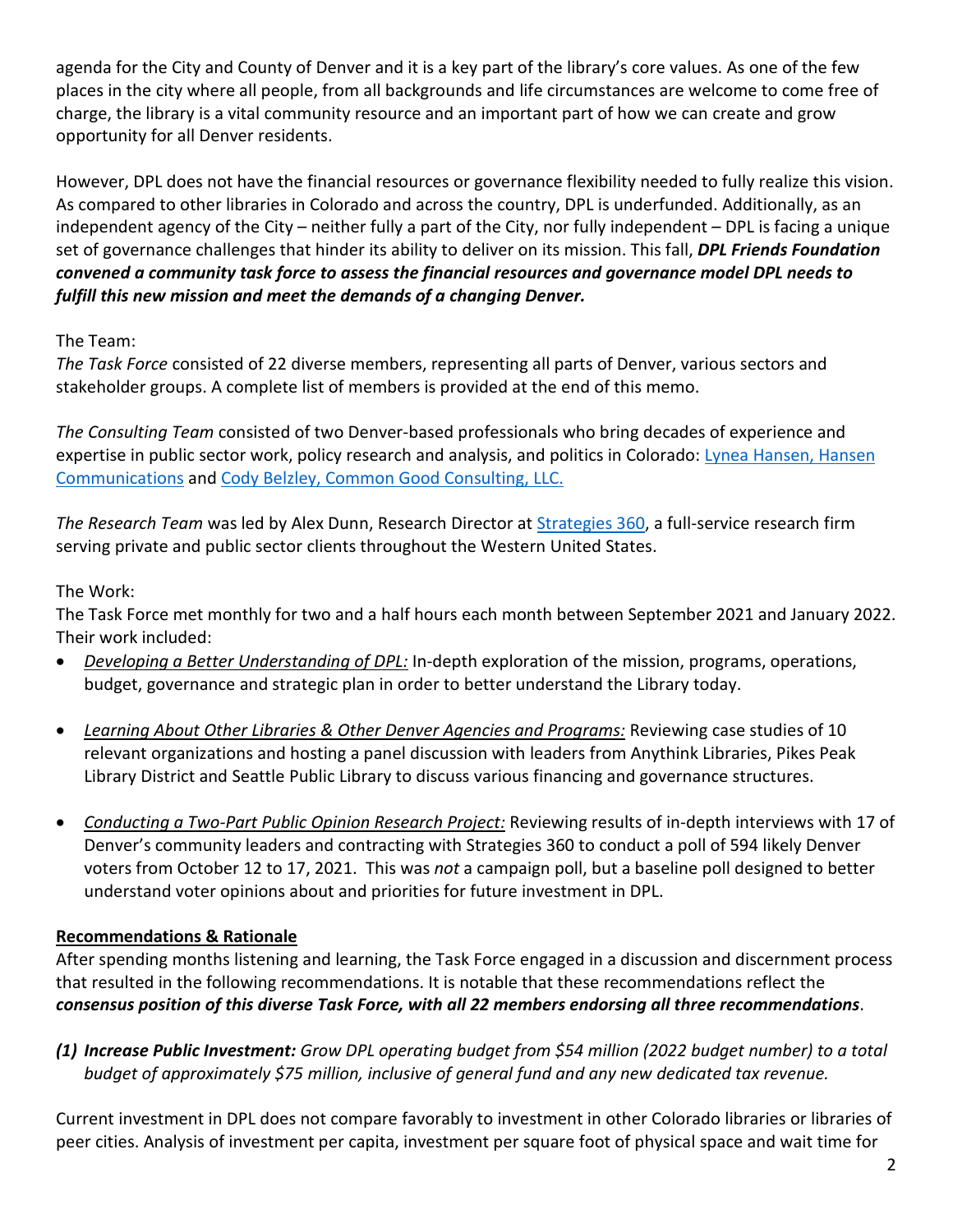agenda for the City and County of Denver and it is a key part of the library's core values. As one of the few places in the city where all people, from all backgrounds and life circumstances are welcome to come free of charge, the library is a vital community resource and an important part of how we can create and grow opportunity for all Denver residents.

However, DPL does not have the financial resources or governance flexibility needed to fully realize this vision. As compared to other libraries in Colorado and across the country, DPL is underfunded. Additionally, as an independent agency of the City – neither fully a part of the City, nor fully independent – DPL is facing a unique set of governance challenges that hinder its ability to deliver on its mission. This fall, ***DPL Friends Foundation convened a community task force to assess the financial resources and governance model DPL needs to fulfill this new mission and meet the demands of a changing Denver.***

The Team:

*The Task Force* consisted of 22 diverse members, representing all parts of Denver, various sectors and stakeholder groups. A complete list of members is provided at the end of this memo.

*The Consulting Team* consisted of two Denver-based professionals who bring decades of experience and expertise in public sector work, policy research and analysis, and politics in Colorado: Lynea Hansen, Hansen Communications and Cody Belzley, Common Good Consulting, LLC.

*The Research Team* was led by Alex Dunn, Research Director at Strategies 360, a full-service research firm serving private and public sector clients throughout the Western United States.

The Work:

The Task Force met monthly for two and a half hours each month between September 2021 and January 2022. Their work included:

- *Developing a Better Understanding of DPL:* In-depth exploration of the mission, programs, operations, budget, governance and strategic plan in order to better understand the Library today.
- *Learning About Other Libraries & Other Denver Agencies and Programs:* Reviewing case studies of 10 relevant organizations and hosting a panel discussion with leaders from Anythink Libraries, Pikes Peak Library District and Seattle Public Library to discuss various financing and governance structures.
- *Conducting a Two-Part Public Opinion Research Project:* Reviewing results of in-depth interviews with 17 of Denver's community leaders and contracting with Strategies 360 to conduct a poll of 594 likely Denver voters from October 12 to 17, 2021. This was *not* a campaign poll, but a baseline poll designed to better understand voter opinions about and priorities for future investment in DPL.

**Recommendations & Rationale**

After spending months listening and learning, the Task Force engaged in a discussion and discernment process that resulted in the following recommendations. It is notable that these recommendations reflect the ***consensus position of this diverse Task Force, with all 22 members endorsing all three recommendations***.

***(1) Increase Public Investment:*** *Grow DPL operating budget from $54 million (2022 budget number) to a total budget of approximately $75 million, inclusive of general fund and any new dedicated tax revenue.*

Current investment in DPL does not compare favorably to investment in other Colorado libraries or libraries of peer cities. Analysis of investment per capita, investment per square foot of physical space and wait time for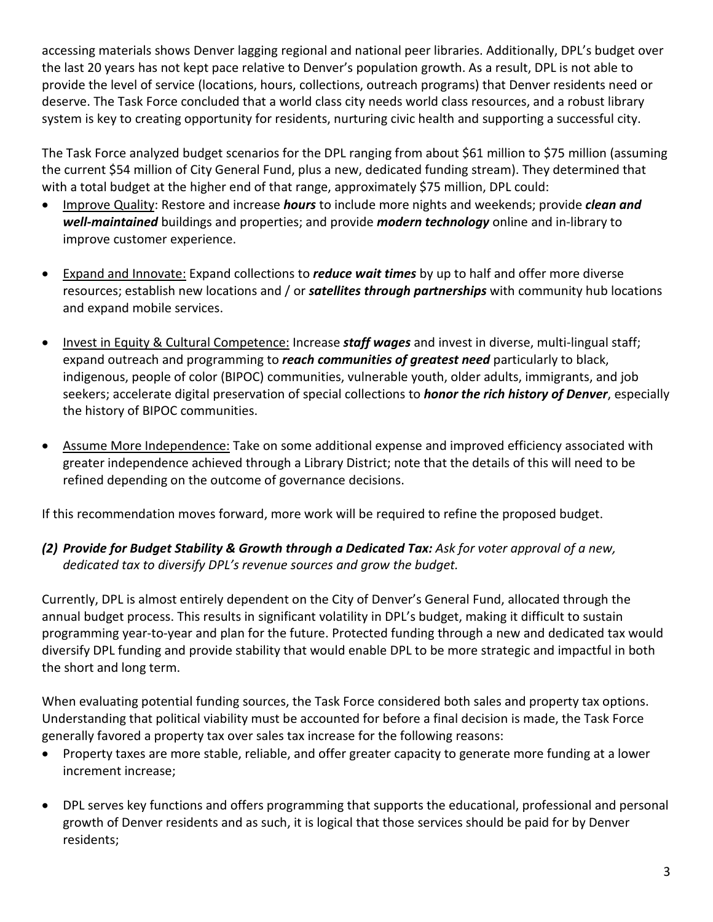accessing materials shows Denver lagging regional and national peer libraries. Additionally, DPL's budget over the last 20 years has not kept pace relative to Denver's population growth. As a result, DPL is not able to provide the level of service (locations, hours, collections, outreach programs) that Denver residents need or deserve. The Task Force concluded that a world class city needs world class resources, and a robust library system is key to creating opportunity for residents, nurturing civic health and supporting a successful city.

The Task Force analyzed budget scenarios for the DPL ranging from about $61 million to $75 million (assuming the current $54 million of City General Fund, plus a new, dedicated funding stream). They determined that with a total budget at the higher end of that range, approximately $75 million, DPL could:

- <u>Improve Quality</u>: Restore and increase ***hours*** to include more nights and weekends; provide ***clean and well-maintained*** buildings and properties; and provide ***modern technology*** online and in-library to improve customer experience.
- <u>Expand and Innovate:</u> Expand collections to ***reduce wait times*** by up to half and offer more diverse resources; establish new locations and / or ***satellites through partnerships*** with community hub locations and expand mobile services.
- <u>Invest in Equity & Cultural Competence:</u> Increase ***staff wages*** and invest in diverse, multi-lingual staff; expand outreach and programming to ***reach communities of greatest need*** particularly to black, indigenous, people of color (BIPOC) communities, vulnerable youth, older adults, immigrants, and job seekers; accelerate digital preservation of special collections to ***honor the rich history of Denver***, especially the history of BIPOC communities.
- <u>Assume More Independence:</u> Take on some additional expense and improved efficiency associated with greater independence achieved through a Library District; note that the details of this will need to be refined depending on the outcome of governance decisions.

If this recommendation moves forward, more work will be required to refine the proposed budget.

***(2) Provide for Budget Stability & Growth through a Dedicated Tax:*** *Ask for voter approval of a new, dedicated tax to diversify DPL's revenue sources and grow the budget.*

Currently, DPL is almost entirely dependent on the City of Denver's General Fund, allocated through the annual budget process. This results in significant volatility in DPL's budget, making it difficult to sustain programming year-to-year and plan for the future. Protected funding through a new and dedicated tax would diversify DPL funding and provide stability that would enable DPL to be more strategic and impactful in both the short and long term.

When evaluating potential funding sources, the Task Force considered both sales and property tax options. Understanding that political viability must be accounted for before a final decision is made, the Task Force generally favored a property tax over sales tax increase for the following reasons:

- Property taxes are more stable, reliable, and offer greater capacity to generate more funding at a lower increment increase;
- DPL serves key functions and offers programming that supports the educational, professional and personal growth of Denver residents and as such, it is logical that those services should be paid for by Denver residents;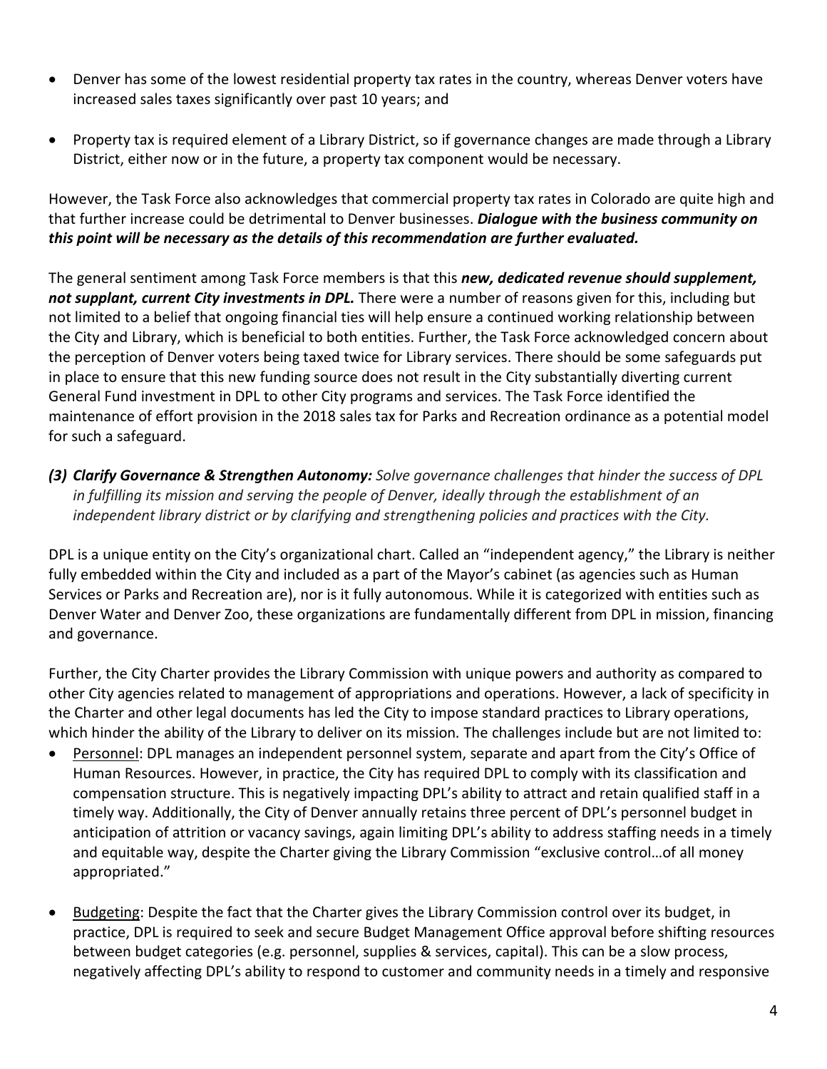- Denver has some of the lowest residential property tax rates in the country, whereas Denver voters have increased sales taxes significantly over past 10 years; and
- Property tax is required element of a Library District, so if governance changes are made through a Library District, either now or in the future, a property tax component would be necessary.

However, the Task Force also acknowledges that commercial property tax rates in Colorado are quite high and that further increase could be detrimental to Denver businesses. ***Dialogue with the business community on this point will be necessary as the details of this recommendation are further evaluated.***

The general sentiment among Task Force members is that this ***new, dedicated revenue should supplement, not supplant, current City investments in DPL.*** There were a number of reasons given for this, including but not limited to a belief that ongoing financial ties will help ensure a continued working relationship between the City and Library, which is beneficial to both entities. Further, the Task Force acknowledged concern about the perception of Denver voters being taxed twice for Library services. There should be some safeguards put in place to ensure that this new funding source does not result in the City substantially diverting current General Fund investment in DPL to other City programs and services. The Task Force identified the maintenance of effort provision in the 2018 sales tax for Parks and Recreation ordinance as a potential model for such a safeguard.

***(3) Clarify Governance & Strengthen Autonomy:*** *Solve governance challenges that hinder the success of DPL in fulfilling its mission and serving the people of Denver, ideally through the establishment of an independent library district or by clarifying and strengthening policies and practices with the City.*

DPL is a unique entity on the City's organizational chart. Called an "independent agency," the Library is neither fully embedded within the City and included as a part of the Mayor's cabinet (as agencies such as Human Services or Parks and Recreation are), nor is it fully autonomous. While it is categorized with entities such as Denver Water and Denver Zoo, these organizations are fundamentally different from DPL in mission, financing and governance.

Further, the City Charter provides the Library Commission with unique powers and authority as compared to other City agencies related to management of appropriations and operations. However, a lack of specificity in the Charter and other legal documents has led the City to impose standard practices to Library operations, which hinder the ability of the Library to deliver on its mission. The challenges include but are not limited to:

- Personnel: DPL manages an independent personnel system, separate and apart from the City's Office of Human Resources. However, in practice, the City has required DPL to comply with its classification and compensation structure. This is negatively impacting DPL's ability to attract and retain qualified staff in a timely way. Additionally, the City of Denver annually retains three percent of DPL's personnel budget in anticipation of attrition or vacancy savings, again limiting DPL's ability to address staffing needs in a timely and equitable way, despite the Charter giving the Library Commission "exclusive control…of all money appropriated."

- Budgeting: Despite the fact that the Charter gives the Library Commission control over its budget, in practice, DPL is required to seek and secure Budget Management Office approval before shifting resources between budget categories (e.g. personnel, supplies & services, capital). This can be a slow process, negatively affecting DPL's ability to respond to customer and community needs in a timely and responsive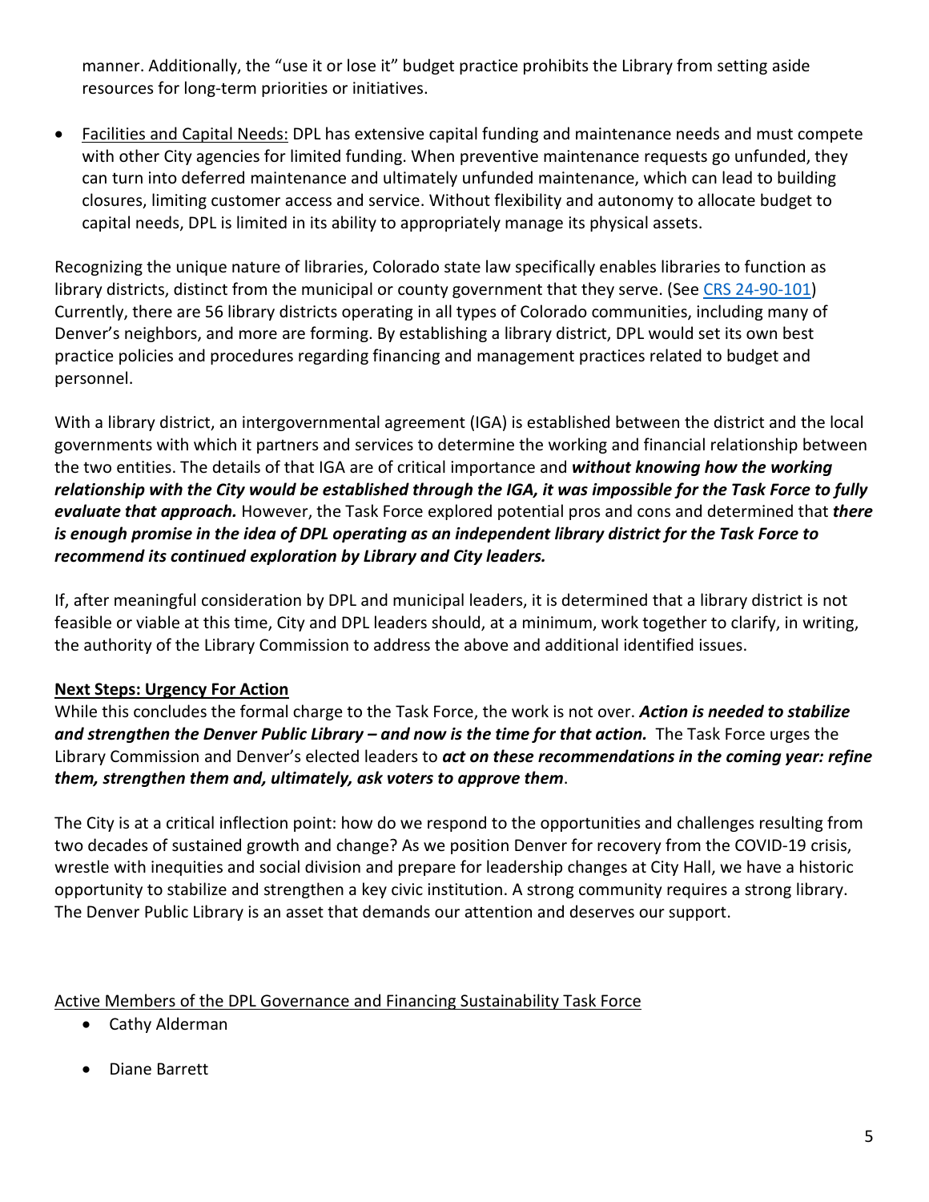manner. Additionally, the "use it or lose it" budget practice prohibits the Library from setting aside resources for long-term priorities or initiatives.

- Facilities and Capital Needs: DPL has extensive capital funding and maintenance needs and must compete with other City agencies for limited funding. When preventive maintenance requests go unfunded, they can turn into deferred maintenance and ultimately unfunded maintenance, which can lead to building closures, limiting customer access and service. Without flexibility and autonomy to allocate budget to capital needs, DPL is limited in its ability to appropriately manage its physical assets.

Recognizing the unique nature of libraries, Colorado state law specifically enables libraries to function as library districts, distinct from the municipal or county government that they serve. (See CRS 24-90-101) Currently, there are 56 library districts operating in all types of Colorado communities, including many of Denver's neighbors, and more are forming. By establishing a library district, DPL would set its own best practice policies and procedures regarding financing and management practices related to budget and personnel.

With a library district, an intergovernmental agreement (IGA) is established between the district and the local governments with which it partners and services to determine the working and financial relationship between the two entities. The details of that IGA are of critical importance and ***without knowing how the working relationship with the City would be established through the IGA, it was impossible for the Task Force to fully evaluate that approach.*** However, the Task Force explored potential pros and cons and determined that ***there is enough promise in the idea of DPL operating as an independent library district for the Task Force to recommend its continued exploration by Library and City leaders.***

If, after meaningful consideration by DPL and municipal leaders, it is determined that a library district is not feasible or viable at this time, City and DPL leaders should, at a minimum, work together to clarify, in writing, the authority of the Library Commission to address the above and additional identified issues.

## Next Steps: Urgency For Action

While this concludes the formal charge to the Task Force, the work is not over. ***Action is needed to stabilize and strengthen the Denver Public Library – and now is the time for that action.*** The Task Force urges the Library Commission and Denver's elected leaders to ***act on these recommendations in the coming year: refine them, strengthen them and, ultimately, ask voters to approve them***.

The City is at a critical inflection point: how do we respond to the opportunities and challenges resulting from two decades of sustained growth and change? As we position Denver for recovery from the COVID-19 crisis, wrestle with inequities and social division and prepare for leadership changes at City Hall, we have a historic opportunity to stabilize and strengthen a key civic institution. A strong community requires a strong library. The Denver Public Library is an asset that demands our attention and deserves our support.

Active Members of the DPL Governance and Financing Sustainability Task Force

- Cathy Alderman
- Diane Barrett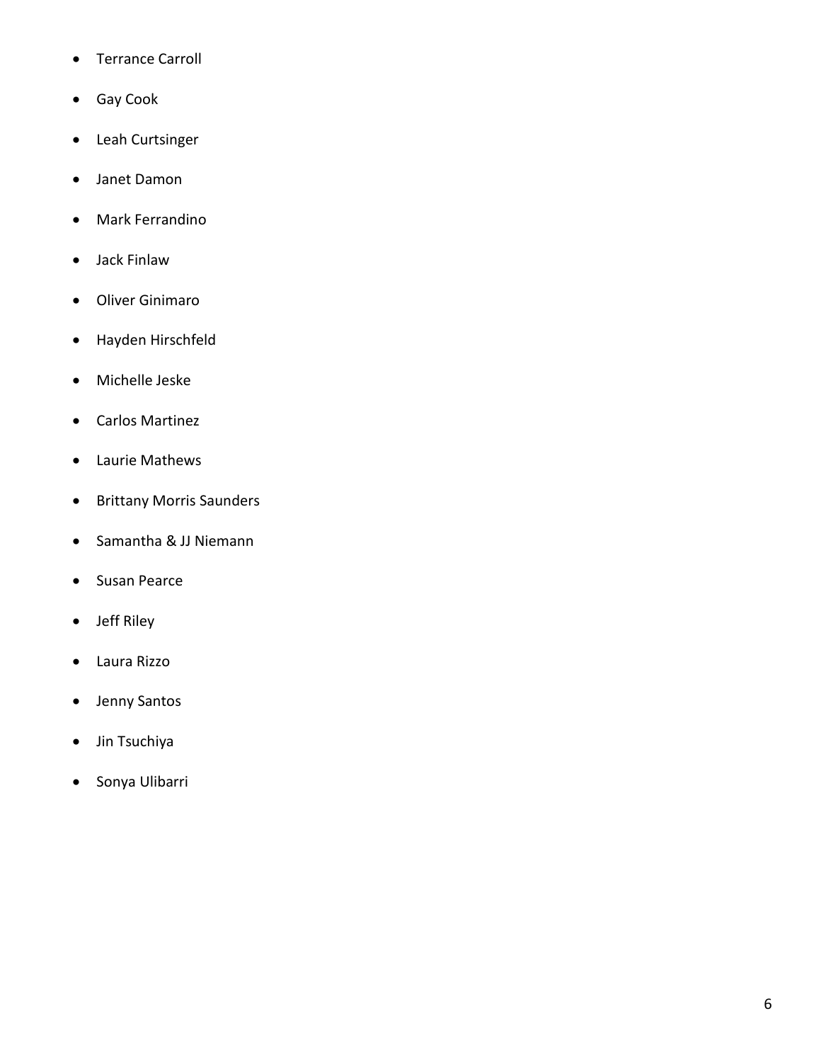- Terrance Carroll
- Gay Cook
- Leah Curtsinger
- Janet Damon
- Mark Ferrandino
- Jack Finlaw
- Oliver Ginimaro
- Hayden Hirschfeld
- Michelle Jeske
- Carlos Martinez
- Laurie Mathews
- Brittany Morris Saunders
- Samantha & JJ Niemann
- Susan Pearce
- Jeff Riley
- Laura Rizzo
- Jenny Santos
- Jin Tsuchiya
- Sonya Ulibarri